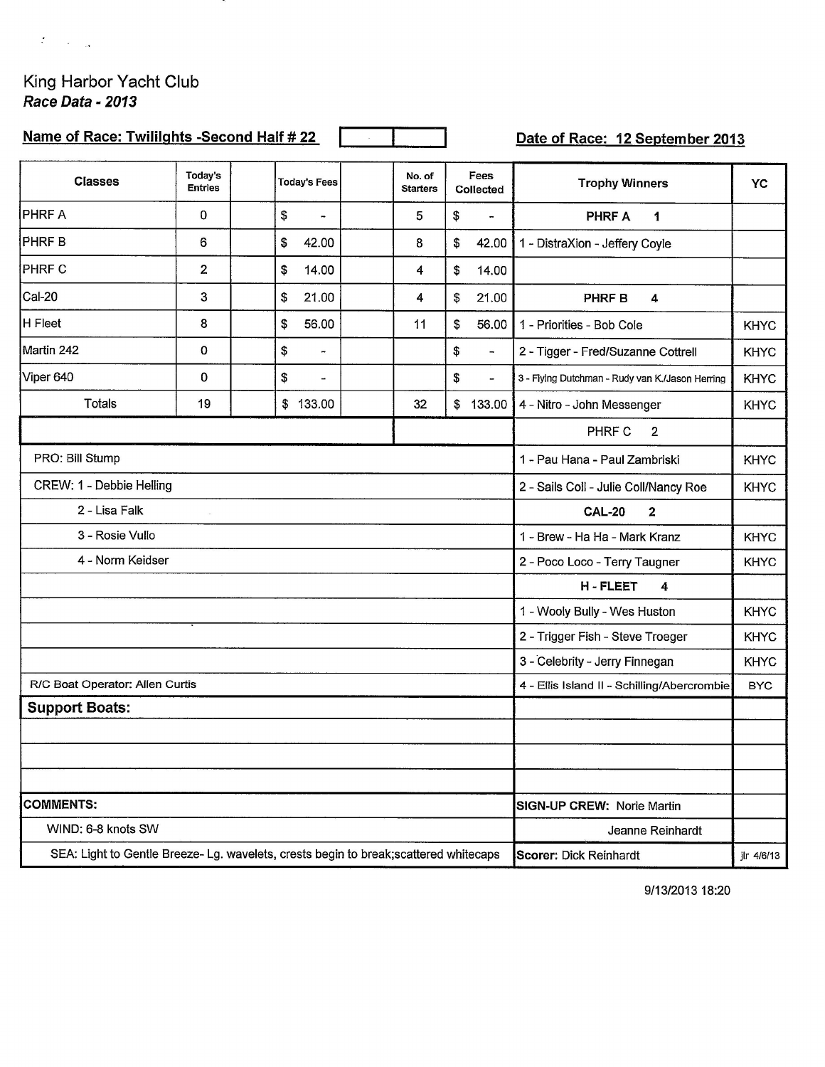# King Harbor Yacht Club

***Race Data - 2013***

**Name of Race: Twilights -Second Half # 22**

**Date of Race: 12 September 2013**

| Classes | Today's Entries | Today's Fees | No. of Starters | Fees Collected | Trophy Winners | YC |
|---|---|---|---|---|---|---|
| PHRF A | 0 | $ - | 5 | $ - | **PHRF A 1** | |
| PHRF B | 6 | $ 42.00 | 8 | $ 42.00 | 1 - DistraXion - Jeffery Coyle | |
| PHRF C | 2 | $ 14.00 | 4 | $ 14.00 | | |
| Cal-20 | 3 | $ 21.00 | 4 | $ 21.00 | **PHRF B 4** | |
| H Fleet | 8 | $ 56.00 | 11 | $ 56.00 | 1 - Priorities - Bob Cole | KHYC |
| Martin 242 | 0 | $ - | | $ - | 2 - Tigger - Fred/Suzanne Cottrell | KHYC |
| Viper 640 | 0 | $ - | | $ - | 3 - Flying Dutchman - Rudy van K./Jason Herring | KHYC |
| Totals | 19 | $ 133.00 | 32 | $ 133.00 | 4 - Nitro - John Messenger | KHYC |
| | | | | | PHRF C 2 | |
| PRO: Bill Stump | | | | | 1 - Pau Hana - Paul Zambriski | KHYC |
| CREW: 1 - Debbie Helling | | | | | 2 - Sails Coll - Julie Coll/Nancy Roe | KHYC |
| 2 - Lisa Falk | | | | | **CAL-20 2** | |
| 3 - Rosie Vullo | | | | | 1 - Brew - Ha Ha - Mark Kranz | KHYC |
| 4 - Norm Keidser | | | | | 2 - Poco Loco - Terry Taugner | KHYC |
| | | | | | **H - FLEET 4** | |
| | | | | | 1 - Wooly Bully - Wes Huston | KHYC |
| | | | | | 2 - Trigger Fish - Steve Troeger | KHYC |
| | | | | | 3 - Celebrity - Jerry Finnegan | KHYC |
| R/C Boat Operator: Allen Curtis | | | | | 4 - Ellis Island II - Schilling/Abercrombie | BYC |
| **Support Boats:** | | | | | | |
| **COMMENTS:** | | | | | **SIGN-UP CREW:** Norie Martin | |
| WIND: 6-8 knots SW | | | | | Jeanne Reinhardt | |
| SEA: Light to Gentle Breeze- Lg. wavelets, crests begin to break;scattered whitecaps | | | | | **Scorer:** Dick Reinhardt | jlr 4/6/13 |

9/13/2013 18:20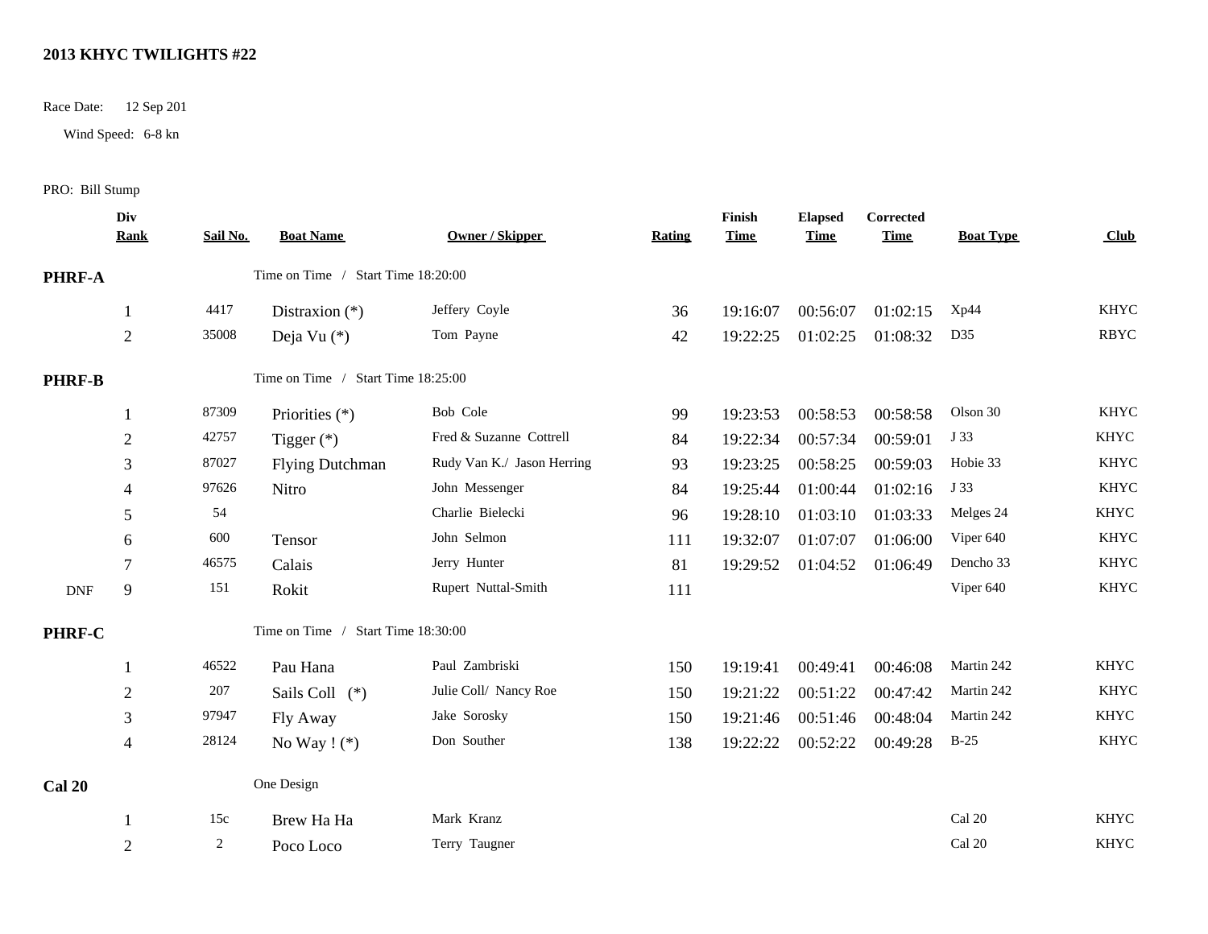## 2013 KHYC TWILIGHTS #22

Race Date: 12 Sep 201

Wind Speed: 6-8 kn

PRO: Bill Stump

| | Div Rank | Sail No. | Boat Name | Owner / Skipper | Rating | Finish Time | Elapsed Time | Corrected Time | Boat Type | Club |
|---|---|---|---|---|---|---|---|---|---|---|
| **PHRF-A** | | | Time on Time / Start Time 18:20:00 | | | | | | | |
| | 1 | 4417 | Distraxion (*) | Jeffery Coyle | 36 | 19:16:07 | 00:56:07 | 01:02:15 | Xp44 | KHYC |
| | 2 | 35008 | Deja Vu (*) | Tom Payne | 42 | 19:22:25 | 01:02:25 | 01:08:32 | D35 | RBYC |
| **PHRF-B** | | | Time on Time / Start Time 18:25:00 | | | | | | | |
| | 1 | 87309 | Priorities (*) | Bob Cole | 99 | 19:23:53 | 00:58:53 | 00:58:58 | Olson 30 | KHYC |
| | 2 | 42757 | Tigger (*) | Fred & Suzanne Cottrell | 84 | 19:22:34 | 00:57:34 | 00:59:01 | J 33 | KHYC |
| | 3 | 87027 | Flying Dutchman | Rudy Van K./ Jason Herring | 93 | 19:23:25 | 00:58:25 | 00:59:03 | Hobie 33 | KHYC |
| | 4 | 97626 | Nitro | John Messenger | 84 | 19:25:44 | 01:00:44 | 01:02:16 | J 33 | KHYC |
| | 5 | 54 | | Charlie Bielecki | 96 | 19:28:10 | 01:03:10 | 01:03:33 | Melges 24 | KHYC |
| | 6 | 600 | Tensor | John Selmon | 111 | 19:32:07 | 01:07:07 | 01:06:00 | Viper 640 | KHYC |
| | 7 | 46575 | Calais | Jerry Hunter | 81 | 19:29:52 | 01:04:52 | 01:06:49 | Dencho 33 | KHYC |
| DNF | 9 | 151 | Rokit | Rupert Nuttal-Smith | 111 | | | | Viper 640 | KHYC |
| **PHRF-C** | | | Time on Time / Start Time 18:30:00 | | | | | | | |
| | 1 | 46522 | Pau Hana | Paul Zambriski | 150 | 19:19:41 | 00:49:41 | 00:46:08 | Martin 242 | KHYC |
| | 2 | 207 | Sails Coll (*) | Julie Coll/ Nancy Roe | 150 | 19:21:22 | 00:51:22 | 00:47:42 | Martin 242 | KHYC |
| | 3 | 97947 | Fly Away | Jake Sorosky | 150 | 19:21:46 | 00:51:46 | 00:48:04 | Martin 242 | KHYC |
| | 4 | 28124 | No Way ! (*) | Don Souther | 138 | 19:22:22 | 00:52:22 | 00:49:28 | B-25 | KHYC |
| **Cal 20** | | | One Design | | | | | | | |
| | 1 | 15c | Brew Ha Ha | Mark Kranz | | | | | Cal 20 | KHYC |
| | 2 | 2 | Poco Loco | Terry Taugner | | | | | Cal 20 | KHYC |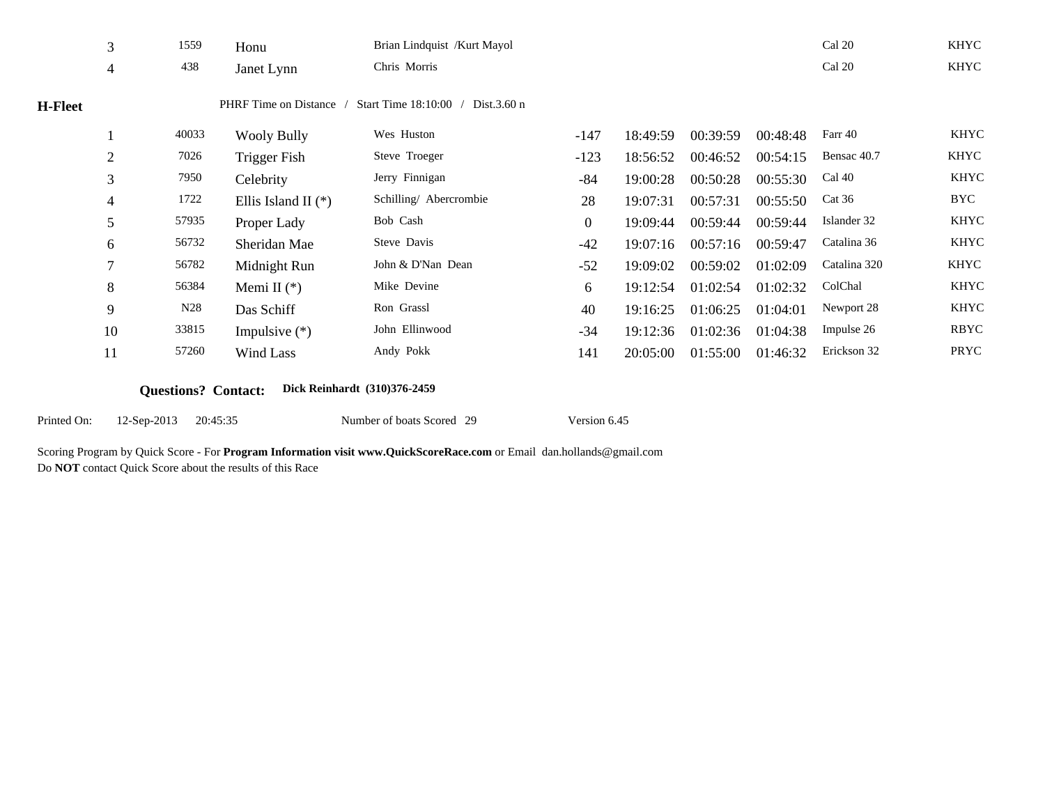| | | | | | | | | | | |
|---|---|---|---|---|---|---|---|---|---|---|
| 3 | 1559 | Honu | Brian Lindquist /Kurt Mayol | | | | | | Cal 20 | KHYC |
| 4 | 438 | Janet Lynn | Chris Morris | | | | | | Cal 20 | KHYC |

**H-Fleet** PHRF Time on Distance / Start Time 18:10:00 / Dist.3.60 n

| | | | | | | | | | | |
|---|---|---|---|---|---|---|---|---|---|---|
| 1 | 40033 | Wooly Bully | Wes Huston | -147 | 18:49:59 | 00:39:59 | 00:48:48 | Farr 40 | KHYC |
| 2 | 7026 | Trigger Fish | Steve Troeger | -123 | 18:56:52 | 00:46:52 | 00:54:15 | Bensac 40.7 | KHYC |
| 3 | 7950 | Celebrity | Jerry Finnigan | -84 | 19:00:28 | 00:50:28 | 00:55:30 | Cal 40 | KHYC |
| 4 | 1722 | Ellis Island II (*) | Schilling/ Abercrombie | 28 | 19:07:31 | 00:57:31 | 00:55:50 | Cat 36 | BYC |
| 5 | 57935 | Proper Lady | Bob Cash | 0 | 19:09:44 | 00:59:44 | 00:59:44 | Islander 32 | KHYC |
| 6 | 56732 | Sheridan Mae | Steve Davis | -42 | 19:07:16 | 00:57:16 | 00:59:47 | Catalina 36 | KHYC |
| 7 | 56782 | Midnight Run | John & D'Nan Dean | -52 | 19:09:02 | 00:59:02 | 01:02:09 | Catalina 320 | KHYC |
| 8 | 56384 | Memi II (*) | Mike Devine | 6 | 19:12:54 | 01:02:54 | 01:02:32 | ColChal | KHYC |
| 9 | N28 | Das Schiff | Ron Grassl | 40 | 19:16:25 | 01:06:25 | 01:04:01 | Newport 28 | KHYC |
| 10 | 33815 | Impulsive (*) | John Ellinwood | -34 | 19:12:36 | 01:02:36 | 01:04:38 | Impulse 26 | RBYC |
| 11 | 57260 | Wind Lass | Andy Pokk | 141 | 20:05:00 | 01:55:00 | 01:46:32 | Erickson 32 | PRYC |

**Questions? Contact:** **Dick Reinhardt (310)376-2459**

Printed On: 12-Sep-2013 20:45:35 Number of boats Scored 29 Version 6.45

Scoring Program by Quick Score - For **Program Information visit www.QuickScoreRace.com** or Email dan.hollands@gmail.com
Do **NOT** contact Quick Score about the results of this Race